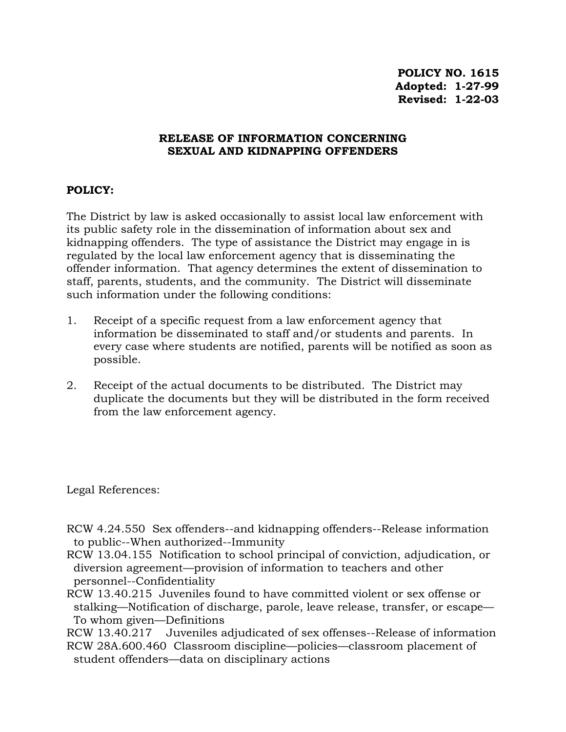**POLICY NO. 1615**
**Adopted: 1-27-99**
**Revised: 1-22-03**

# RELEASE OF INFORMATION CONCERNING SEXUAL AND KIDNAPPING OFFENDERS

## POLICY:

The District by law is asked occasionally to assist local law enforcement with its public safety role in the dissemination of information about sex and kidnapping offenders. The type of assistance the District may engage in is regulated by the local law enforcement agency that is disseminating the offender information. That agency determines the extent of dissemination to staff, parents, students, and the community. The District will disseminate such information under the following conditions:

1. Receipt of a specific request from a law enforcement agency that information be disseminated to staff and/or students and parents. In every case where students are notified, parents will be notified as soon as possible.

2. Receipt of the actual documents to be distributed. The District may duplicate the documents but they will be distributed in the form received from the law enforcement agency.

Legal References:

RCW 4.24.550 Sex offenders--and kidnapping offenders--Release information to public--When authorized--Immunity
RCW 13.04.155 Notification to school principal of conviction, adjudication, or diversion agreement—provision of information to teachers and other personnel--Confidentiality
RCW 13.40.215 Juveniles found to have committed violent or sex offense or stalking—Notification of discharge, parole, leave release, transfer, or escape—To whom given—Definitions
RCW 13.40.217 Juveniles adjudicated of sex offenses--Release of information
RCW 28A.600.460 Classroom discipline—policies—classroom placement of student offenders—data on disciplinary actions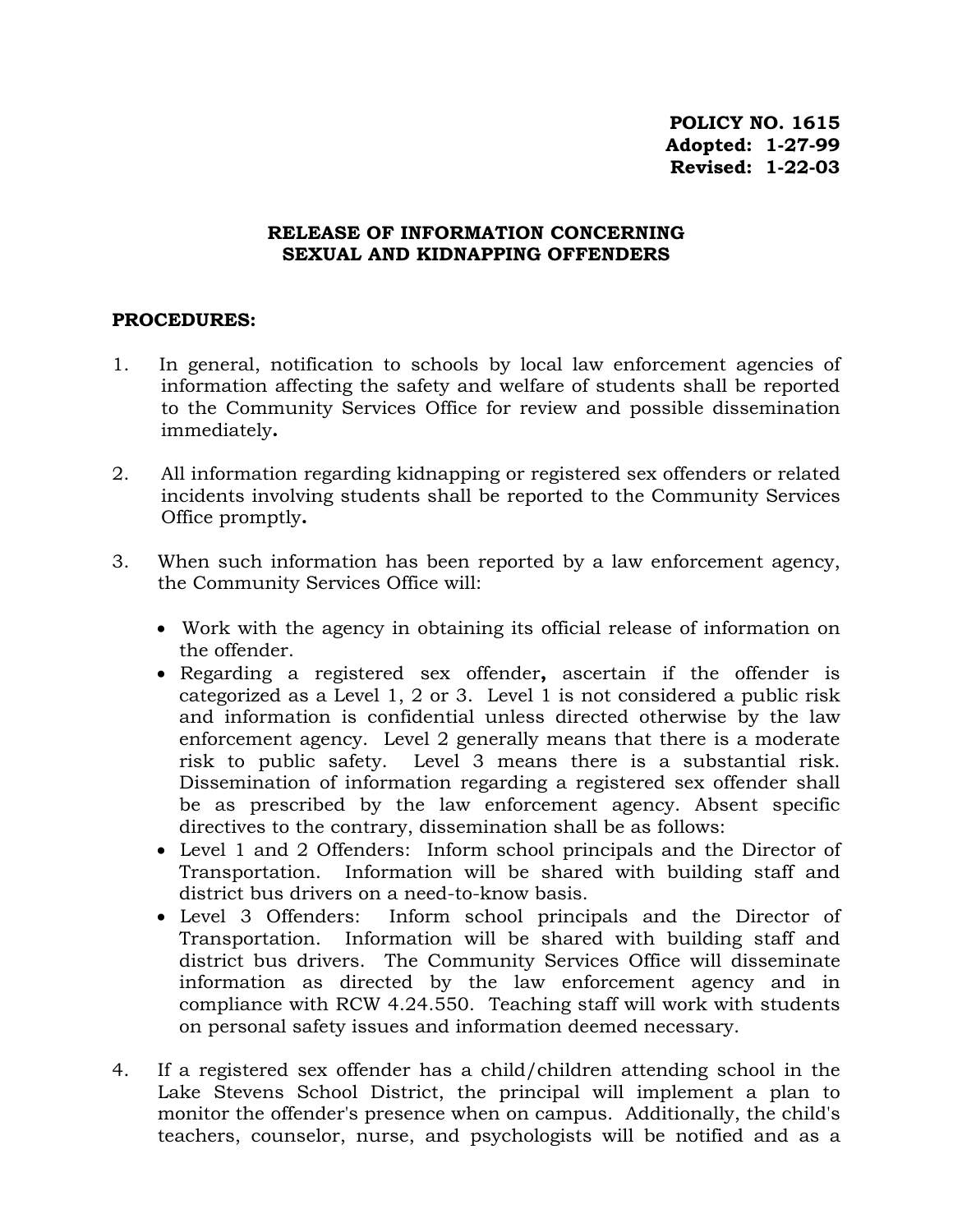**POLICY NO. 1615**
**Adopted: 1-27-99**
**Revised: 1-22-03**

## RELEASE OF INFORMATION CONCERNING SEXUAL AND KIDNAPPING OFFENDERS

**PROCEDURES:**

1. In general, notification to schools by local law enforcement agencies of information affecting the safety and welfare of students shall be reported to the Community Services Office for review and possible dissemination immediately**.**

2. All information regarding kidnapping or registered sex offenders or related incidents involving students shall be reported to the Community Services Office promptly**.**

3. When such information has been reported by a law enforcement agency, the Community Services Office will:

   - Work with the agency in obtaining its official release of information on the offender.
   - Regarding a registered sex offender**,** ascertain if the offender is categorized as a Level 1, 2 or 3. Level 1 is not considered a public risk and information is confidential unless directed otherwise by the law enforcement agency. Level 2 generally means that there is a moderate risk to public safety. Level 3 means there is a substantial risk. Dissemination of information regarding a registered sex offender shall be as prescribed by the law enforcement agency. Absent specific directives to the contrary, dissemination shall be as follows:
   - Level 1 and 2 Offenders: Inform school principals and the Director of Transportation. Information will be shared with building staff and district bus drivers on a need-to-know basis.
   - Level 3 Offenders: Inform school principals and the Director of Transportation. Information will be shared with building staff and district bus drivers. The Community Services Office will disseminate information as directed by the law enforcement agency and in compliance with RCW 4.24.550. Teaching staff will work with students on personal safety issues and information deemed necessary.

4. If a registered sex offender has a child/children attending school in the Lake Stevens School District, the principal will implement a plan to monitor the offender's presence when on campus. Additionally, the child's teachers, counselor, nurse, and psychologists will be notified and as a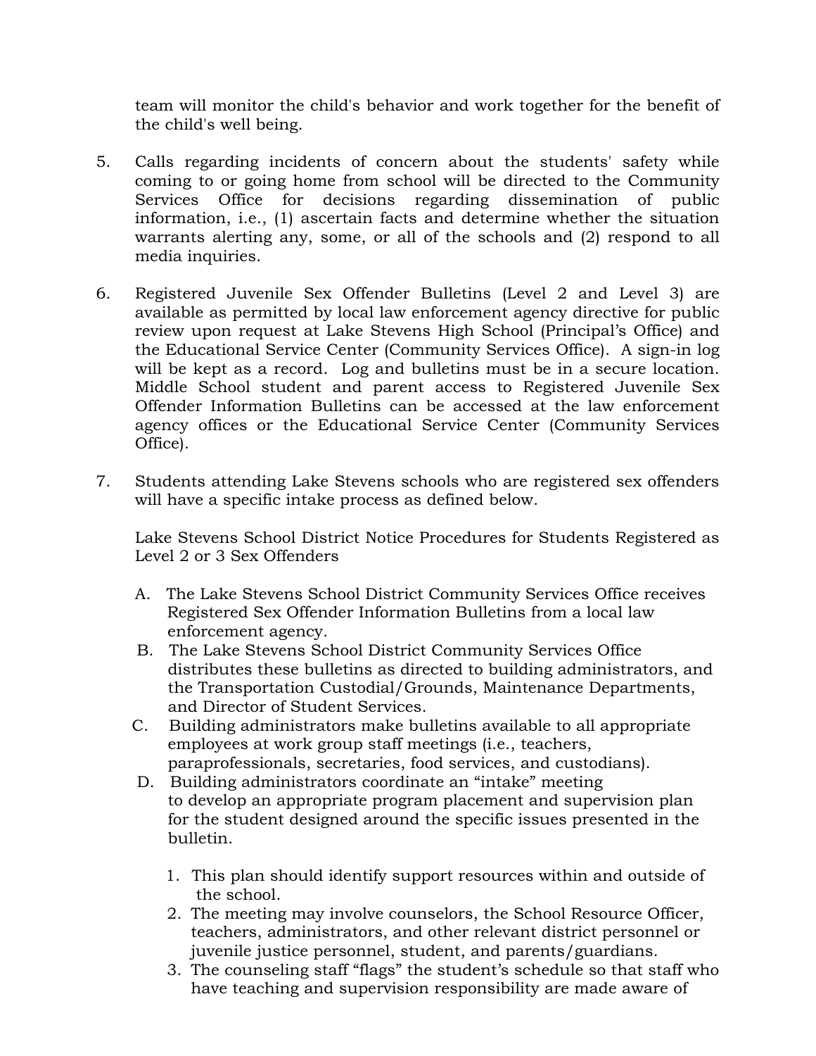team will monitor the child's behavior and work together for the benefit of the child's well being.

5. Calls regarding incidents of concern about the students' safety while coming to or going home from school will be directed to the Community Services Office for decisions regarding dissemination of public information, i.e., (1) ascertain facts and determine whether the situation warrants alerting any, some, or all of the schools and (2) respond to all media inquiries.

6. Registered Juvenile Sex Offender Bulletins (Level 2 and Level 3) are available as permitted by local law enforcement agency directive for public review upon request at Lake Stevens High School (Principal's Office) and the Educational Service Center (Community Services Office). A sign-in log will be kept as a record. Log and bulletins must be in a secure location. Middle School student and parent access to Registered Juvenile Sex Offender Information Bulletins can be accessed at the law enforcement agency offices or the Educational Service Center (Community Services Office).

7. Students attending Lake Stevens schools who are registered sex offenders will have a specific intake process as defined below.

   Lake Stevens School District Notice Procedures for Students Registered as Level 2 or 3 Sex Offenders

   A. The Lake Stevens School District Community Services Office receives Registered Sex Offender Information Bulletins from a local law enforcement agency.
   B. The Lake Stevens School District Community Services Office distributes these bulletins as directed to building administrators, and the Transportation Custodial/Grounds, Maintenance Departments, and Director of Student Services.
   C. Building administrators make bulletins available to all appropriate employees at work group staff meetings (i.e., teachers, paraprofessionals, secretaries, food services, and custodians).
   D. Building administrators coordinate an "intake" meeting to develop an appropriate program placement and supervision plan for the student designed around the specific issues presented in the bulletin.

      1. This plan should identify support resources within and outside of the school.
      2. The meeting may involve counselors, the School Resource Officer, teachers, administrators, and other relevant district personnel or juvenile justice personnel, student, and parents/guardians.
      3. The counseling staff "flags" the student's schedule so that staff who have teaching and supervision responsibility are made aware of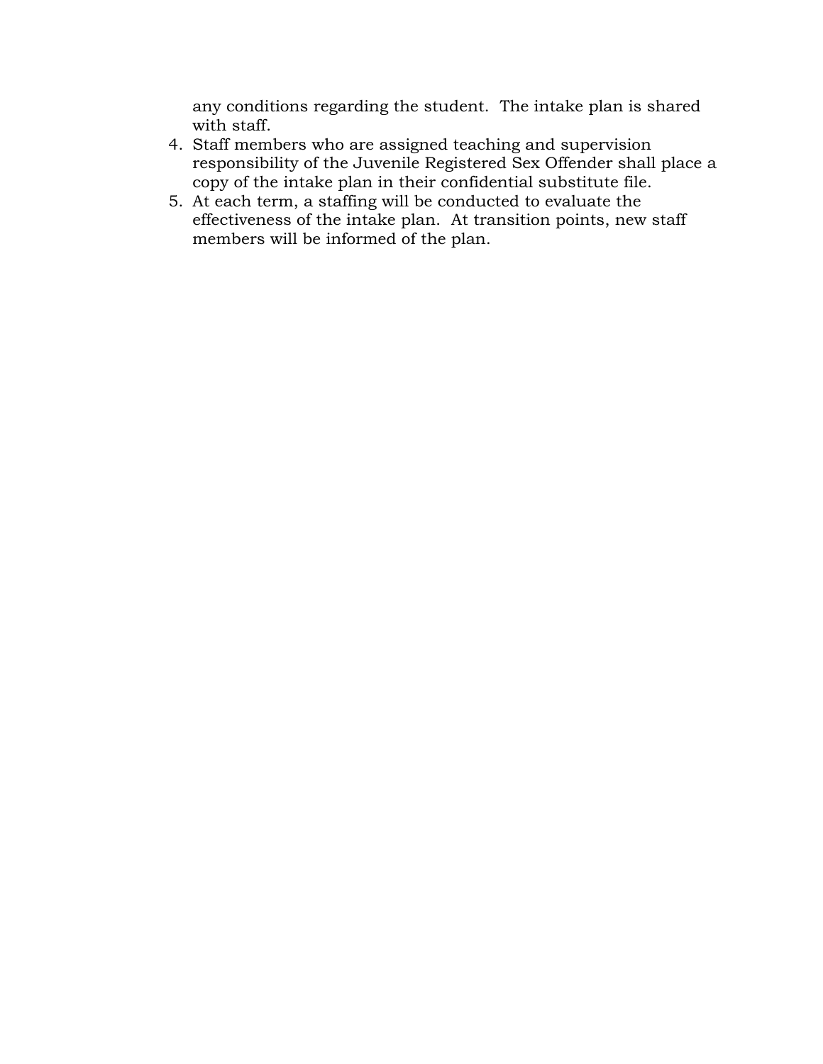any conditions regarding the student. The intake plan is shared with staff.

4. Staff members who are assigned teaching and supervision responsibility of the Juvenile Registered Sex Offender shall place a copy of the intake plan in their confidential substitute file.
5. At each term, a staffing will be conducted to evaluate the effectiveness of the intake plan. At transition points, new staff members will be informed of the plan.